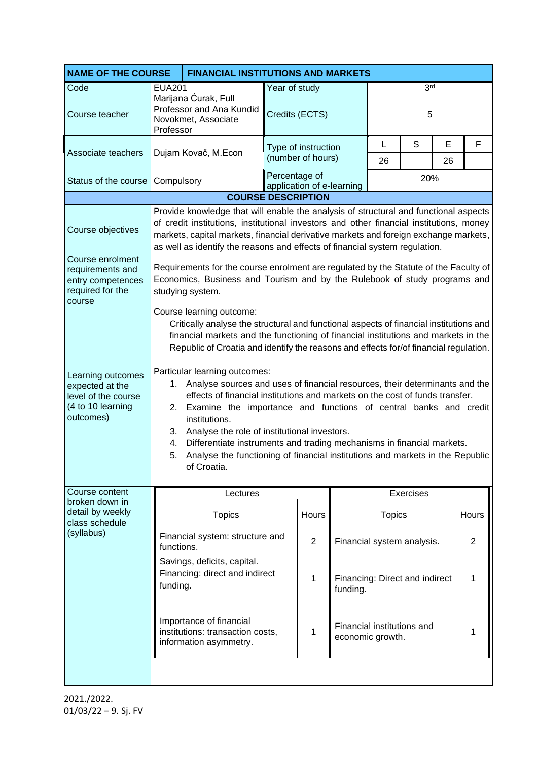| NAME OF THE COURSE | FINANCIAL INSTITUTIONS AND MARKETS | | | | | |
|---|---|---|---|---|---|---|
| Code | EUA201 | Year of study | 3rd | | | |
| Course teacher | Marijana Ćurak, Full Professor and Ana Kundid Novokmet, Associate Professor | Credits (ECTS) | 5 | | | |
| Associate teachers | Dujam Kovač, M.Econ | Type of instruction (number of hours) | L | S | E | F |
| | | | 26 | | 26 | |
| Status of the course | Compulsory | Percentage of application of e-learning | 20% | | | |

**COURSE DESCRIPTION**

| | |
|---|---|
| Course objectives | Provide knowledge that will enable the analysis of structural and functional aspects of credit institutions, institutional investors and other financial institutions, money markets, capital markets, financial derivative markets and foreign exchange markets, as well as identify the reasons and effects of financial system regulation. |
| Course enrolment requirements and entry competences required for the course | Requirements for the course enrolment are regulated by the Statute of the Faculty of Economics, Business and Tourism and by the Rulebook of study programs and studying system. |
| Learning outcomes expected at the level of the course (4 to 10 learning outcomes) | Course learning outcome: Critically analyse the structural and functional aspects of financial institutions and financial markets and the functioning of financial institutions and markets in the Republic of Croatia and identify the reasons and effects for/of financial regulation. <br><br> Particular learning outcomes: <br> 1. Analyse sources and uses of financial resources, their determinants and the effects of financial institutions and markets on the cost of funds transfer. <br> 2. Examine the importance and functions of central banks and credit institutions. <br> 3. Analyse the role of institutional investors. <br> 4. Differentiate instruments and trading mechanisms in financial markets. <br> 5. Analyse the functioning of financial institutions and markets in the Republic of Croatia. |

Course content broken down in detail by weekly class schedule (syllabus)

| Lectures | | Exercises | |
|---|---|---|---|
| Topics | Hours | Topics | Hours |
| Financial system: structure and functions. | 2 | Financial system analysis. | 2 |
| Savings, deficits, capital. Financing: direct and indirect funding. | 1 | Financing: Direct and indirect funding. | 1 |
| Importance of financial institutions: transaction costs, information asymmetry. | 1 | Financial institutions and economic growth. | 1 |

2021./2022.
01/03/22 – 9. Sj. FV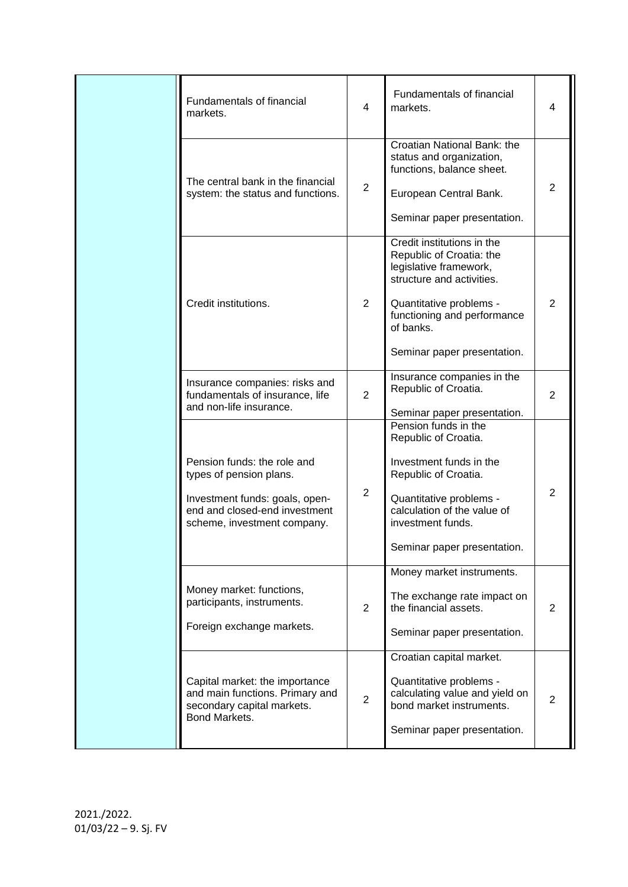| | | | | |
|---|---|---|---|---|
| | Fundamentals of financial markets. | 4 | Fundamentals of financial markets. | 4 |
| | The central bank in the financial system: the status and functions. | 2 | Croatian National Bank: the status and organization, functions, balance sheet.<br><br>European Central Bank.<br><br>Seminar paper presentation. | 2 |
| | Credit institutions. | 2 | Credit institutions in the Republic of Croatia: the legislative framework, structure and activities.<br><br>Quantitative problems - functioning and performance of banks.<br><br>Seminar paper presentation. | 2 |
| | Insurance companies: risks and fundamentals of insurance, life and non-life insurance. | 2 | Insurance companies in the Republic of Croatia.<br><br>Seminar paper presentation. | 2 |
| | Pension funds: the role and types of pension plans.<br><br>Investment funds: goals, open-end and closed-end investment scheme, investment company. | 2 | Pension funds in the Republic of Croatia.<br><br>Investment funds in the Republic of Croatia.<br><br>Quantitative problems - calculation of the value of investment funds.<br><br>Seminar paper presentation. | 2 |
| | Money market: functions, participants, instruments.<br><br>Foreign exchange markets. | 2 | Money market instruments.<br><br>The exchange rate impact on the financial assets.<br><br>Seminar paper presentation. | 2 |
| | Capital market: the importance and main functions. Primary and secondary capital markets. Bond Markets. | 2 | Croatian capital market.<br><br>Quantitative problems - calculating value and yield on bond market instruments.<br><br>Seminar paper presentation. | 2 |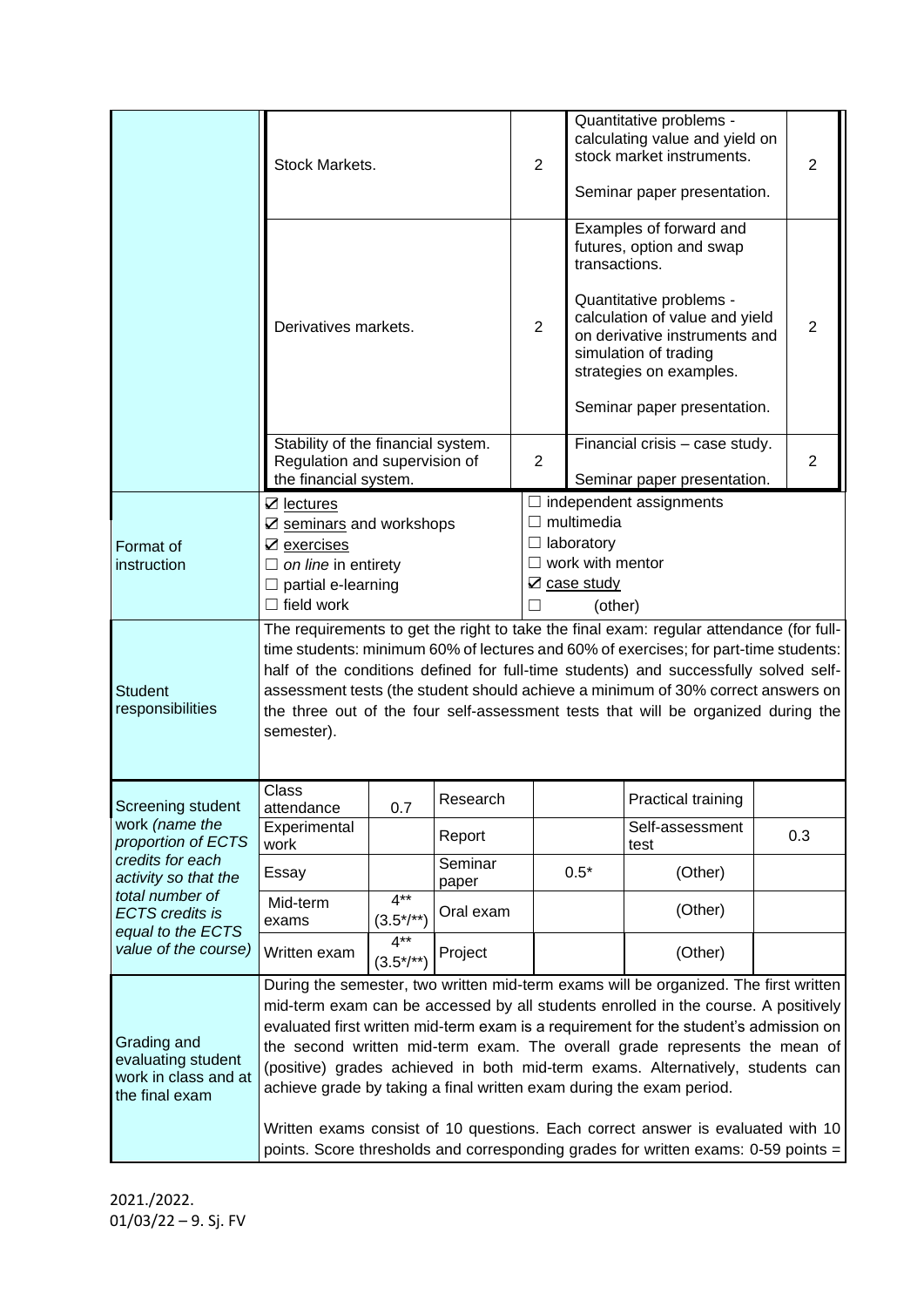| | Stock Markets. | 2 | Quantitative problems - calculating value and yield on stock market instruments.<br><br>Seminar paper presentation. | 2 |
|---|---|---|---|---|
| | Derivatives markets. | 2 | Examples of forward and futures, option and swap transactions.<br><br>Quantitative problems - calculation of value and yield on derivative instruments and simulation of trading strategies on examples.<br><br>Seminar paper presentation. | 2 |
| | Stability of the financial system. Regulation and supervision of the financial system. | 2 | Financial crisis – case study.<br><br>Seminar paper presentation. | 2 |

| | | |
|---|---|---|
| Format of instruction | ☑ lectures<br>☑ seminars and workshops<br>☑ exercises<br>☐ *on line* in entirety<br>☐ partial e-learning<br>☐ field work | ☐ independent assignments<br>☐ multimedia<br>☐ laboratory<br>☐ work with mentor<br>☑ case study<br>☐ (other) |
| Student responsibilities | The requirements to get the right to take the final exam: regular attendance (for full-time students: minimum 60% of lectures and 60% of exercises; for part-time students: half of the conditions defined for full-time students) and successfully solved self-assessment tests (the student should achieve a minimum of 30% correct answers on the three out of the four self-assessment tests that will be organized during the semester). | |

| Screening student work *(name the proportion of ECTS credits for each activity so that the total number of ECTS credits is equal to the ECTS value of the course)* | | | | | | |
|---|---|---|---|---|---|---|
| | Class attendance | 0.7 | Research | | Practical training | |
| | Experimental work | | Report | | Self-assessment test | 0.3 |
| | Essay | | Seminar paper | 0.5* | (Other) | |
| | Mid-term exams | 4** (3.5*/**) | Oral exam | | (Other) | |
| | Written exam | 4** (3.5*/**) | Project | | (Other) | |

| | |
|---|---|
| Grading and evaluating student work in class and at the final exam | During the semester, two written mid-term exams will be organized. The first written mid-term exam can be accessed by all students enrolled in the course. A positively evaluated first written mid-term exam is a requirement for the student's admission on the second written mid-term exam. The overall grade represents the mean of (positive) grades achieved in both mid-term exams. Alternatively, students can achieve grade by taking a final written exam during the exam period.<br><br>Written exams consist of 10 questions. Each correct answer is evaluated with 10 points. Score thresholds and corresponding grades for written exams: 0-59 points = |

2021./2022.
01/03/22 – 9. Sj. FV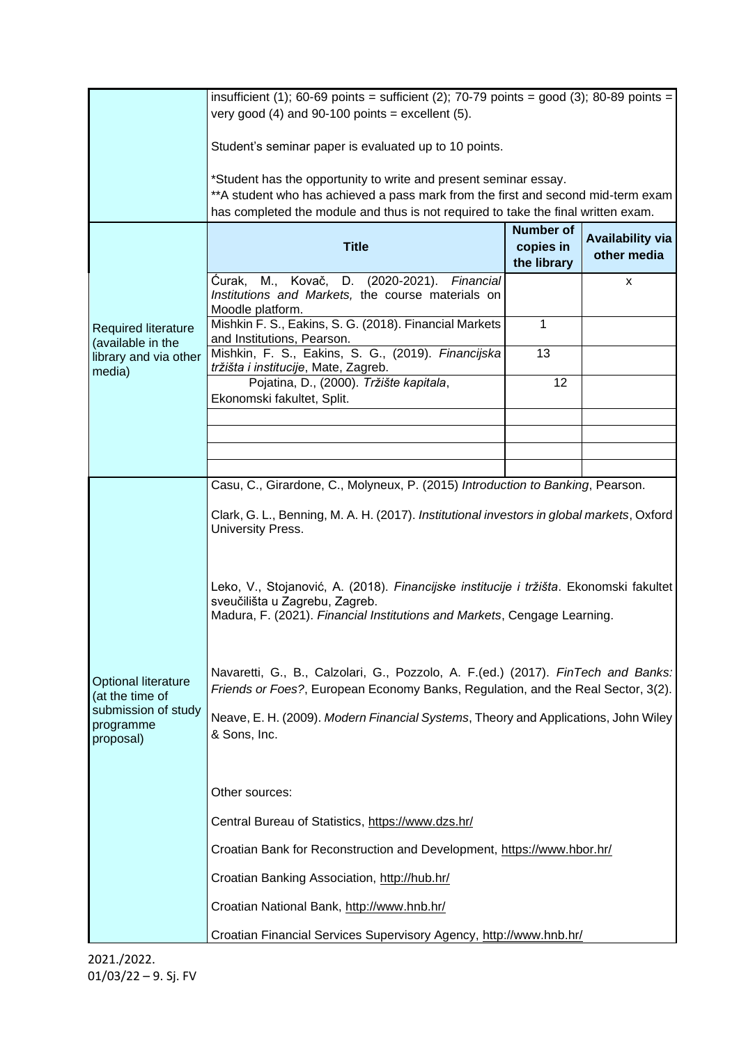| | | | |
|---|---|---|---|
| | insufficient (1); 60-69 points = sufficient (2); 70-79 points = good (3); 80-89 points = very good (4) and 90-100 points = excellent (5).<br><br>Student's seminar paper is evaluated up to 10 points.<br><br>*Student has the opportunity to write and present seminar essay.<br>**A student who has achieved a pass mark from the first and second mid-term exam has completed the module and thus is not required to take the final written exam. | | |
| Required literature (available in the library and via other media) | **Title** | **Number of copies in the library** | **Availability via other media** |
| | Ćurak, M., Kovač, D. (2020-2021). *Financial Institutions and Markets,* the course materials on Moodle platform. | | x |
| | Mishkin F. S., Eakins, S. G. (2018). Financial Markets and Institutions, Pearson. | 1 | |
| | Mishkin, F. S., Eakins, S. G., (2019). *Financijska tržišta i institucije*, Mate, Zagreb. | 13 | |
| | Pojatina, D., (2000). *Tržište kapitala*, Ekonomski fakultet, Split. | 12 | |
| | | | |
| | | | |
| | | | |
| | | | |
| Optional literature (at the time of submission of study programme proposal) | Casu, C., Girardone, C., Molyneux, P. (2015) *Introduction to Banking*, Pearson.<br><br>Clark, G. L., Benning, M. A. H. (2017). *Institutional investors in global markets*, Oxford University Press.<br><br>Leko, V., Stojanović, A. (2018). *Financijske institucije i tržišta*. Ekonomski fakultet sveučilišta u Zagrebu, Zagreb.<br>Madura, F. (2021). *Financial Institutions and Markets*, Cengage Learning.<br><br>Navaretti, G., B., Calzolari, G., Pozzolo, A. F.(ed.) (2017). *FinTech and Banks: Friends or Foes?*, European Economy Banks, Regulation, and the Real Sector, 3(2).<br><br>Neave, E. H. (2009). *Modern Financial Systems*, Theory and Applications, John Wiley & Sons, Inc.<br><br>Other sources:<br><br>Central Bureau of Statistics, https://www.dzs.hr/<br><br>Croatian Bank for Reconstruction and Development, https://www.hbor.hr/<br><br>Croatian Banking Association, http://hub.hr/<br><br>Croatian National Bank, http://www.hnb.hr/<br><br>Croatian Financial Services Supervisory Agency, http://www.hnb.hr/ | | |

2021./2022.
01/03/22 – 9. Sj. FV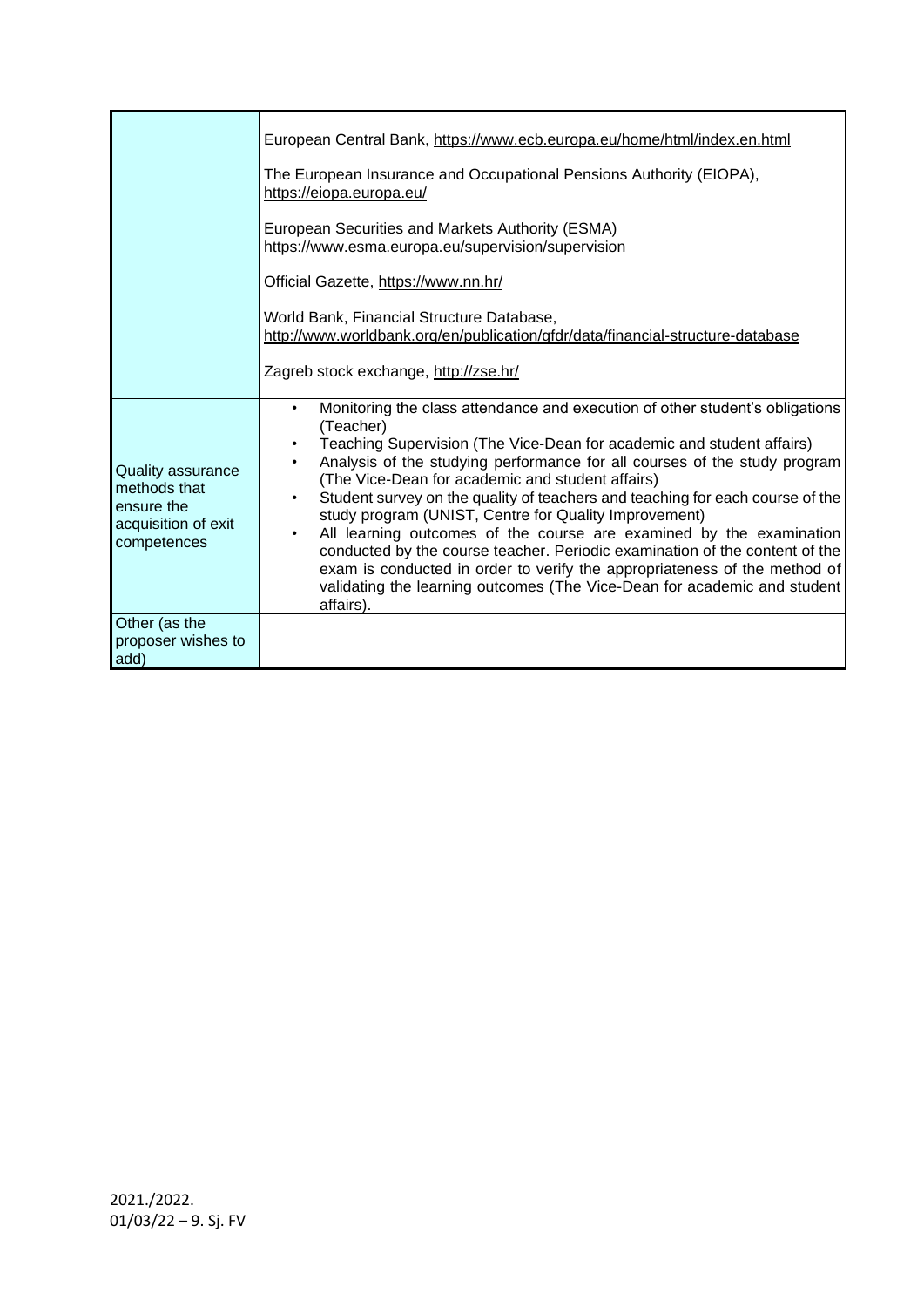| | |
|---|---|
| | European Central Bank, https://www.ecb.europa.eu/home/html/index.en.html<br><br>The European Insurance and Occupational Pensions Authority (EIOPA), https://eiopa.europa.eu/<br><br>European Securities and Markets Authority (ESMA) https://www.esma.europa.eu/supervision/supervision<br><br>Official Gazette, https://www.nn.hr/<br><br>World Bank, Financial Structure Database, http://www.worldbank.org/en/publication/gfdr/data/financial-structure-database<br><br>Zagreb stock exchange, http://zse.hr/ |
| Quality assurance methods that ensure the acquisition of exit competences | • Monitoring the class attendance and execution of other student's obligations (Teacher)<br>• Teaching Supervision (The Vice-Dean for academic and student affairs)<br>• Analysis of the studying performance for all courses of the study program (The Vice-Dean for academic and student affairs)<br>• Student survey on the quality of teachers and teaching for each course of the study program (UNIST, Centre for Quality Improvement)<br>• All learning outcomes of the course are examined by the examination conducted by the course teacher. Periodic examination of the content of the exam is conducted in order to verify the appropriateness of the method of validating the learning outcomes (The Vice-Dean for academic and student affairs). |
| Other (as the proposer wishes to add) | |

2021./2022.
01/03/22 – 9. Sj. FV